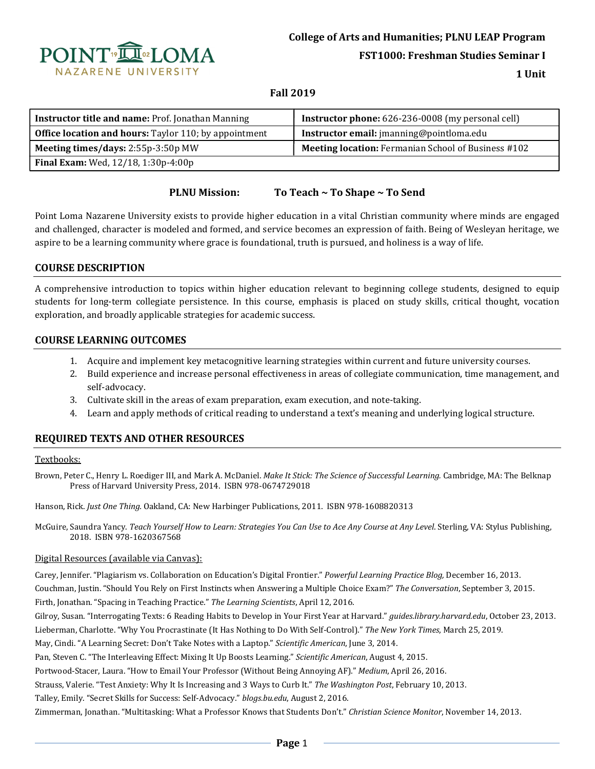**College of Arts and Humanities; PLNU LEAP Program**

**FST1000: Freshman Studies Seminar I**

**1 Unit**

**Fall 2019**

| **Instructor title and name:** Prof. Jonathan Manning | **Instructor phone:** 626-236-0008 (my personal cell) |
|---|---|
| **Office location and hours:** Taylor 110; by appointment | **Instructor email:** jmanning@pointloma.edu |
| **Meeting times/days:** 2:55p-3:50p MW | **Meeting location:** Fermanian School of Business #102 |
| **Final Exam:** Wed, 12/18, 1:30p-4:00p | |

**PLNU Mission: To Teach ~ To Shape ~ To Send**

Point Loma Nazarene University exists to provide higher education in a vital Christian community where minds are engaged and challenged, character is modeled and formed, and service becomes an expression of faith. Being of Wesleyan heritage, we aspire to be a learning community where grace is foundational, truth is pursued, and holiness is a way of life.

## COURSE DESCRIPTION

A comprehensive introduction to topics within higher education relevant to beginning college students, designed to equip students for long-term collegiate persistence. In this course, emphasis is placed on study skills, critical thought, vocation exploration, and broadly applicable strategies for academic success.

## COURSE LEARNING OUTCOMES

1. Acquire and implement key metacognitive learning strategies within current and future university courses.
2. Build experience and increase personal effectiveness in areas of collegiate communication, time management, and self-advocacy.
3. Cultivate skill in the areas of exam preparation, exam execution, and note-taking.
4. Learn and apply methods of critical reading to understand a text's meaning and underlying logical structure.

## REQUIRED TEXTS AND OTHER RESOURCES

Textbooks:

Brown, Peter C., Henry L. Roediger III, and Mark A. McDaniel. *Make It Stick: The Science of Successful Learning.* Cambridge, MA: The Belknap Press of Harvard University Press, 2014. ISBN 978-0674729018

Hanson, Rick. *Just One Thing.* Oakland, CA: New Harbinger Publications, 2011. ISBN 978-1608820313

McGuire, Saundra Yancy. *Teach Yourself How to Learn: Strategies You Can Use to Ace Any Course at Any Level*. Sterling, VA: Stylus Publishing, 2018. ISBN 978-1620367568

Digital Resources (available via Canvas):

Carey, Jennifer. "Plagiarism vs. Collaboration on Education's Digital Frontier." *Powerful Learning Practice Blog,* December 16, 2013.

Couchman, Justin. "Should You Rely on First Instincts when Answering a Multiple Choice Exam?" *The Conversation*, September 3, 2015.

Firth, Jonathan. "Spacing in Teaching Practice." *The Learning Scientists*, April 12, 2016.

Gilroy, Susan. "Interrogating Texts: 6 Reading Habits to Develop in Your First Year at Harvard." *guides.library.harvard.edu*, October 23, 2013.

Lieberman, Charlotte. "Why You Procrastinate (It Has Nothing to Do With Self-Control)." *The New York Times*, March 25, 2019.

May, Cindi. "A Learning Secret: Don't Take Notes with a Laptop." *Scientific American*, June 3, 2014.

Pan, Steven C. "The Interleaving Effect: Mixing It Up Boosts Learning." *Scientific American*, August 4, 2015.

Portwood-Stacer, Laura. "How to Email Your Professor (Without Being Annoying AF)." *Medium*, April 26, 2016.

Strauss, Valerie. "Test Anxiety: Why It Is Increasing and 3 Ways to Curb It." *The Washington Post*, February 10, 2013.

Talley, Emily. "Secret Skills for Success: Self-Advocacy." *blogs.bu.edu*, August 2, 2016.

Zimmerman, Jonathan. "Multitasking: What a Professor Knows that Students Don't." *Christian Science Monitor*, November 14, 2013.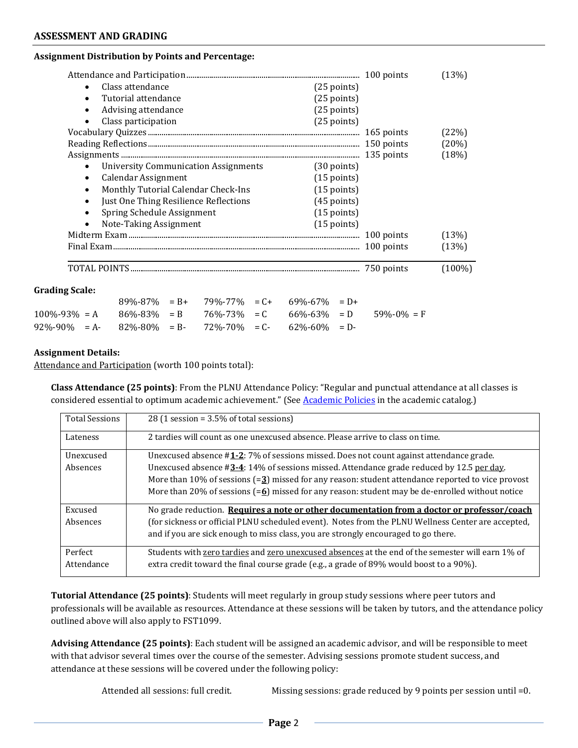## ASSESSMENT AND GRADING

**Assignment Distribution by Points and Percentage:**

| Item | Sub-points | Points | Percentage |
|---|---|---|---|
| Attendance and Participation | | 100 points | (13%) |
| • Class attendance | (25 points) | | |
| • Tutorial attendance | (25 points) | | |
| • Advising attendance | (25 points) | | |
| • Class participation | (25 points) | | |
| Vocabulary Quizzes | | 165 points | (22%) |
| Reading Reflections | | 150 points | (20%) |
| Assignments | | 135 points | (18%) |
| • University Communication Assignments | (30 points) | | |
| • Calendar Assignment | (15 points) | | |
| • Monthly Tutorial Calendar Check-Ins | (15 points) | | |
| • Just One Thing Resilience Reflections | (45 points) | | |
| • Spring Schedule Assignment | (15 points) | | |
| • Note-Taking Assignment | (15 points) | | |
| Midterm Exam | | 100 points | (13%) |
| Final Exam | | 100 points | (13%) |
| TOTAL POINTS | | 750 points | (100%) |

**Grading Scale:**

| | | | | |
|---|---|---|---|---|
| | 89%-87% = B+ | 79%-77% = C+ | 69%-67% = D+ | |
| 100%-93% = A | 86%-83% = B | 76%-73% = C | 66%-63% = D | 59%-0% = F |
| 92%-90% = A- | 82%-80% = B- | 72%-70% = C- | 62%-60% = D- | |

**Assignment Details:**

Attendance and Participation (worth 100 points total):

**Class Attendance (25 points)**: From the PLNU Attendance Policy: "Regular and punctual attendance at all classes is considered essential to optimum academic achievement." (See Academic Policies in the academic catalog.)

| | |
|---|---|
| Total Sessions | 28 (1 session = 3.5% of total sessions) |
| Lateness | 2 tardies will count as one unexcused absence. Please arrive to class on time. |
| Unexcused Absences | Unexcused absence #**1-2**: 7% of sessions missed. Does not count against attendance grade.<br>Unexcused absence #**3-4**: 14% of sessions missed. Attendance grade reduced by 12.5 per day.<br>More than 10% of sessions (=**3**) missed for any reason: student attendance reported to vice provost<br>More than 20% of sessions (=**6**) missed for any reason: student may be de-enrolled without notice |
| Excused Absences | No grade reduction. **Requires a note or other documentation from a doctor or professor/coach** (for sickness or official PLNU scheduled event). Notes from the PLNU Wellness Center are accepted, and if you are sick enough to miss class, you are strongly encouraged to go there. |
| Perfect Attendance | Students with zero tardies and zero unexcused absences at the end of the semester will earn 1% of extra credit toward the final course grade (e.g., a grade of 89% would boost to a 90%). |

**Tutorial Attendance (25 points)**: Students will meet regularly in group study sessions where peer tutors and professionals will be available as resources. Attendance at these sessions will be taken by tutors, and the attendance policy outlined above will also apply to FST1099.

**Advising Attendance (25 points)**: Each student will be assigned an academic advisor, and will be responsible to meet with that advisor several times over the course of the semester. Advising sessions promote student success, and attendance at these sessions will be covered under the following policy:

Attended all sessions: full credit. Missing sessions: grade reduced by 9 points per session until =0.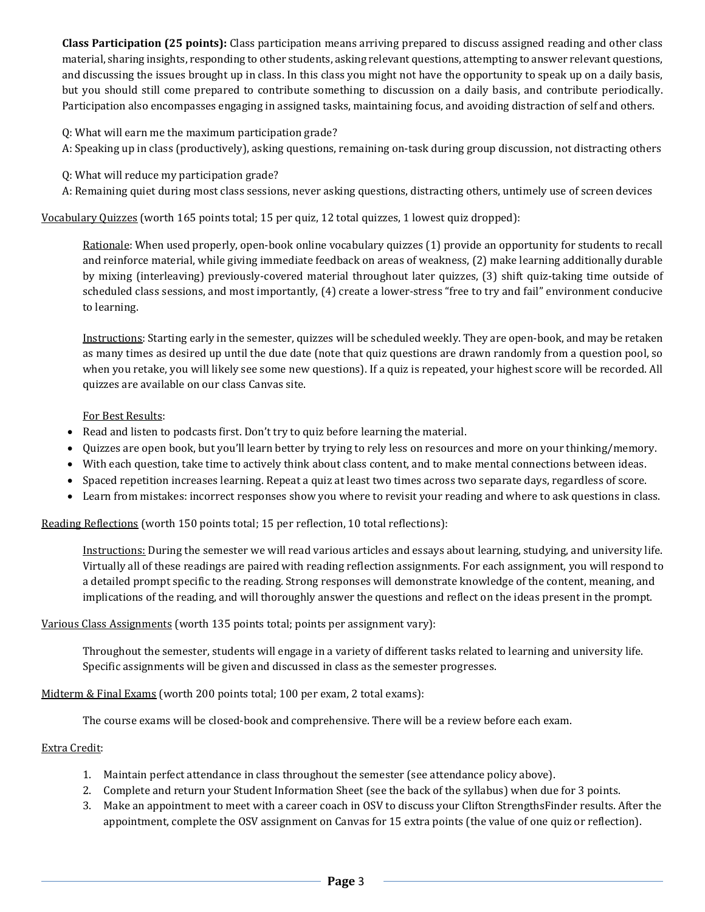**Class Participation (25 points):** Class participation means arriving prepared to discuss assigned reading and other class material, sharing insights, responding to other students, asking relevant questions, attempting to answer relevant questions, and discussing the issues brought up in class. In this class you might not have the opportunity to speak up on a daily basis, but you should still come prepared to contribute something to discussion on a daily basis, and contribute periodically. Participation also encompasses engaging in assigned tasks, maintaining focus, and avoiding distraction of self and others.

Q: What will earn me the maximum participation grade?
A: Speaking up in class (productively), asking questions, remaining on-task during group discussion, not distracting others

Q: What will reduce my participation grade?
A: Remaining quiet during most class sessions, never asking questions, distracting others, untimely use of screen devices

Vocabulary Quizzes (worth 165 points total; 15 per quiz, 12 total quizzes, 1 lowest quiz dropped):

Rationale: When used properly, open-book online vocabulary quizzes (1) provide an opportunity for students to recall and reinforce material, while giving immediate feedback on areas of weakness, (2) make learning additionally durable by mixing (interleaving) previously-covered material throughout later quizzes, (3) shift quiz-taking time outside of scheduled class sessions, and most importantly, (4) create a lower-stress "free to try and fail" environment conducive to learning.

Instructions: Starting early in the semester, quizzes will be scheduled weekly. They are open-book, and may be retaken as many times as desired up until the due date (note that quiz questions are drawn randomly from a question pool, so when you retake, you will likely see some new questions). If a quiz is repeated, your highest score will be recorded. All quizzes are available on our class Canvas site.

For Best Results:

- Read and listen to podcasts first. Don't try to quiz before learning the material.
- Quizzes are open book, but you'll learn better by trying to rely less on resources and more on your thinking/memory.
- With each question, take time to actively think about class content, and to make mental connections between ideas.
- Spaced repetition increases learning. Repeat a quiz at least two times across two separate days, regardless of score.
- Learn from mistakes: incorrect responses show you where to revisit your reading and where to ask questions in class.

Reading Reflections (worth 150 points total; 15 per reflection, 10 total reflections):

Instructions: During the semester we will read various articles and essays about learning, studying, and university life. Virtually all of these readings are paired with reading reflection assignments. For each assignment, you will respond to a detailed prompt specific to the reading. Strong responses will demonstrate knowledge of the content, meaning, and implications of the reading, and will thoroughly answer the questions and reflect on the ideas present in the prompt.

Various Class Assignments (worth 135 points total; points per assignment vary):

Throughout the semester, students will engage in a variety of different tasks related to learning and university life. Specific assignments will be given and discussed in class as the semester progresses.

Midterm & Final Exams (worth 200 points total; 100 per exam, 2 total exams):

The course exams will be closed-book and comprehensive. There will be a review before each exam.

Extra Credit:

1. Maintain perfect attendance in class throughout the semester (see attendance policy above).
2. Complete and return your Student Information Sheet (see the back of the syllabus) when due for 3 points.
3. Make an appointment to meet with a career coach in OSV to discuss your Clifton StrengthsFinder results. After the appointment, complete the OSV assignment on Canvas for 15 extra points (the value of one quiz or reflection).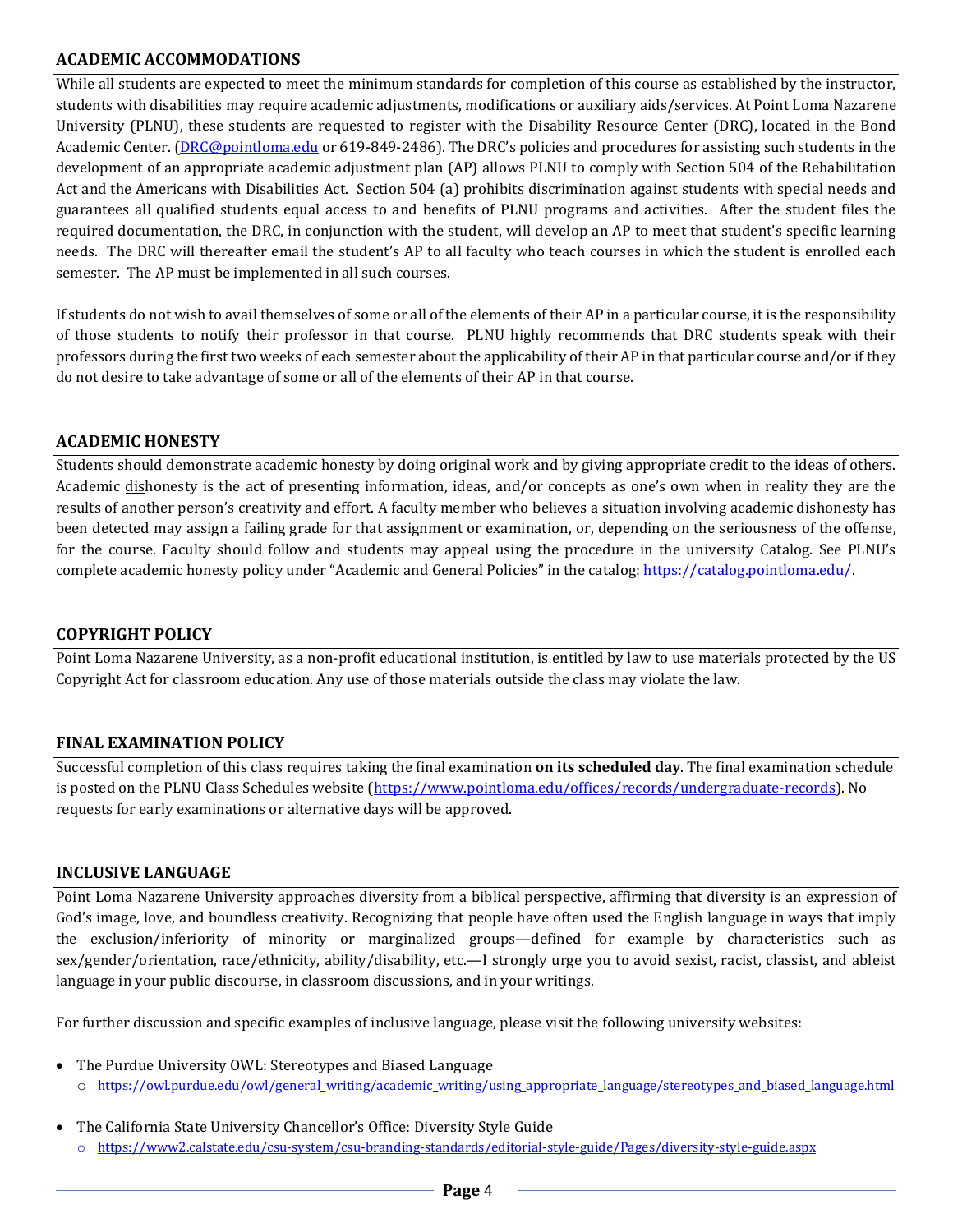## ACADEMIC ACCOMMODATIONS

While all students are expected to meet the minimum standards for completion of this course as established by the instructor, students with disabilities may require academic adjustments, modifications or auxiliary aids/services. At Point Loma Nazarene University (PLNU), these students are requested to register with the Disability Resource Center (DRC), located in the Bond Academic Center. (DRC@pointloma.edu or 619-849-2486). The DRC's policies and procedures for assisting such students in the development of an appropriate academic adjustment plan (AP) allows PLNU to comply with Section 504 of the Rehabilitation Act and the Americans with Disabilities Act. Section 504 (a) prohibits discrimination against students with special needs and guarantees all qualified students equal access to and benefits of PLNU programs and activities. After the student files the required documentation, the DRC, in conjunction with the student, will develop an AP to meet that student's specific learning needs. The DRC will thereafter email the student's AP to all faculty who teach courses in which the student is enrolled each semester. The AP must be implemented in all such courses.

If students do not wish to avail themselves of some or all of the elements of their AP in a particular course, it is the responsibility of those students to notify their professor in that course. PLNU highly recommends that DRC students speak with their professors during the first two weeks of each semester about the applicability of their AP in that particular course and/or if they do not desire to take advantage of some or all of the elements of their AP in that course.

## ACADEMIC HONESTY

Students should demonstrate academic honesty by doing original work and by giving appropriate credit to the ideas of others. Academic <u>dis</u>honesty is the act of presenting information, ideas, and/or concepts as one's own when in reality they are the results of another person's creativity and effort. A faculty member who believes a situation involving academic dishonesty has been detected may assign a failing grade for that assignment or examination, or, depending on the seriousness of the offense, for the course. Faculty should follow and students may appeal using the procedure in the university Catalog. See PLNU's complete academic honesty policy under "Academic and General Policies" in the catalog: https://catalog.pointloma.edu/.

## COPYRIGHT POLICY

Point Loma Nazarene University, as a non-profit educational institution, is entitled by law to use materials protected by the US Copyright Act for classroom education. Any use of those materials outside the class may violate the law.

## FINAL EXAMINATION POLICY

Successful completion of this class requires taking the final examination **on its scheduled day**. The final examination schedule is posted on the PLNU Class Schedules website (https://www.pointloma.edu/offices/records/undergraduate-records). No requests for early examinations or alternative days will be approved.

## INCLUSIVE LANGUAGE

Point Loma Nazarene University approaches diversity from a biblical perspective, affirming that diversity is an expression of God's image, love, and boundless creativity. Recognizing that people have often used the English language in ways that imply the exclusion/inferiority of minority or marginalized groups—defined for example by characteristics such as sex/gender/orientation, race/ethnicity, ability/disability, etc.—I strongly urge you to avoid sexist, racist, classist, and ableist language in your public discourse, in classroom discussions, and in your writings.

For further discussion and specific examples of inclusive language, please visit the following university websites:

- The Purdue University OWL: Stereotypes and Biased Language
  - https://owl.purdue.edu/owl/general_writing/academic_writing/using_appropriate_language/stereotypes_and_biased_language.html
- The California State University Chancellor's Office: Diversity Style Guide
  - https://www2.calstate.edu/csu-system/csu-branding-standards/editorial-style-guide/Pages/diversity-style-guide.aspx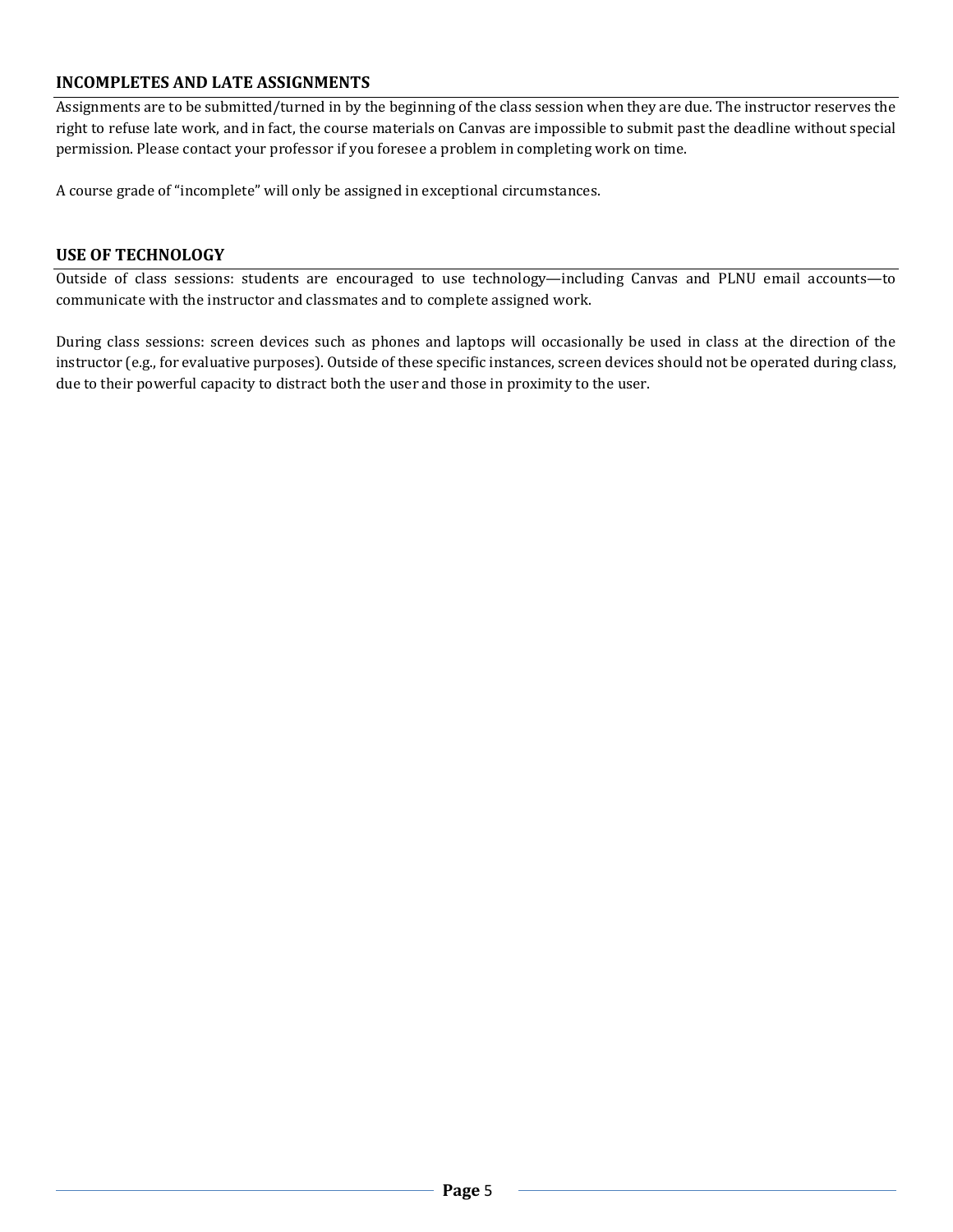## INCOMPLETES AND LATE ASSIGNMENTS

Assignments are to be submitted/turned in by the beginning of the class session when they are due. The instructor reserves the right to refuse late work, and in fact, the course materials on Canvas are impossible to submit past the deadline without special permission. Please contact your professor if you foresee a problem in completing work on time.

A course grade of "incomplete" will only be assigned in exceptional circumstances.

## USE OF TECHNOLOGY

Outside of class sessions: students are encouraged to use technology—including Canvas and PLNU email accounts—to communicate with the instructor and classmates and to complete assigned work.

During class sessions: screen devices such as phones and laptops will occasionally be used in class at the direction of the instructor (e.g., for evaluative purposes). Outside of these specific instances, screen devices should not be operated during class, due to their powerful capacity to distract both the user and those in proximity to the user.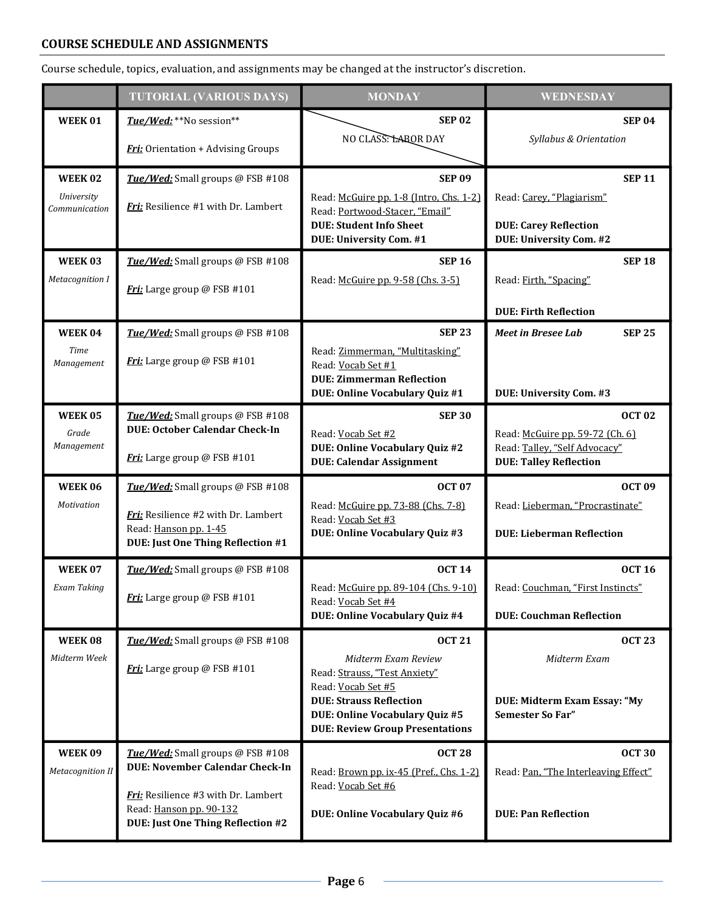## COURSE SCHEDULE AND ASSIGNMENTS

Course schedule, topics, evaluation, and assignments may be changed at the instructor's discretion.

| | TUTORIAL (VARIOUS DAYS) | MONDAY | WEDNESDAY |
|---|---|---|---|
| **WEEK 01** | ***Tue/Wed:*** **No session**<br><br>***Fri:*** Orientation + Advising Groups | **SEP 02**<br>NO CLASS: LABOR DAY | **SEP 04**<br>*Syllabus & Orientation* |
| **WEEK 02**<br>*University Communication* | ***Tue/Wed:*** Small groups @ FSB #108<br><br>***Fri:*** Resilience #1 with Dr. Lambert | **SEP 09**<br>Read: McGuire pp. 1-8 (Intro, Chs. 1-2)<br>Read: Portwood-Stacer, "Email"<br>**DUE: Student Info Sheet**<br>**DUE: University Com. #1** | **SEP 11**<br>Read: Carey, "Plagiarism"<br><br>**DUE: Carey Reflection**<br>**DUE: University Com. #2** |
| **WEEK 03**<br>*Metacognition I* | ***Tue/Wed:*** Small groups @ FSB #108<br><br>***Fri:*** Large group @ FSB #101 | **SEP 16**<br>Read: McGuire pp. 9-58 (Chs. 3-5) | **SEP 18**<br>Read: Firth, "Spacing"<br><br>**DUE: Firth Reflection** |
| **WEEK 04**<br>*Time Management* | ***Tue/Wed:*** Small groups @ FSB #108<br><br>***Fri:*** Large group @ FSB #101 | **SEP 23**<br>Read: Zimmerman, "Multitasking"<br>Read: Vocab Set #1<br>**DUE: Zimmerman Reflection**<br>**DUE: Online Vocabulary Quiz #1** | ***Meet in Bresee Lab*** **SEP 25**<br><br>**DUE: University Com. #3** |
| **WEEK 05**<br>*Grade Management* | ***Tue/Wed:*** Small groups @ FSB #108<br>**DUE: October Calendar Check-In**<br><br>***Fri:*** Large group @ FSB #101 | **SEP 30**<br>Read: Vocab Set #2<br>**DUE: Online Vocabulary Quiz #2**<br>**DUE: Calendar Assignment** | **OCT 02**<br>Read: McGuire pp. 59-72 (Ch. 6)<br>Read: Talley, "Self Advocacy"<br>**DUE: Talley Reflection** |
| **WEEK 06**<br>*Motivation* | ***Tue/Wed:*** Small groups @ FSB #108<br><br>***Fri:*** Resilience #2 with Dr. Lambert<br>Read: Hanson pp. 1-45<br>**DUE: Just One Thing Reflection #1** | **OCT 07**<br>Read: McGuire pp. 73-88 (Chs. 7-8)<br>Read: Vocab Set #3<br>**DUE: Online Vocabulary Quiz #3** | **OCT 09**<br>Read: Lieberman, "Procrastinate"<br><br>**DUE: Lieberman Reflection** |
| **WEEK 07**<br>*Exam Taking* | ***Tue/Wed:*** Small groups @ FSB #108<br><br>***Fri:*** Large group @ FSB #101 | **OCT 14**<br>Read: McGuire pp. 89-104 (Chs. 9-10)<br>Read: Vocab Set #4<br>**DUE: Online Vocabulary Quiz #4** | **OCT 16**<br>Read: Couchman, "First Instincts"<br><br>**DUE: Couchman Reflection** |
| **WEEK 08**<br>*Midterm Week* | ***Tue/Wed:*** Small groups @ FSB #108<br><br>***Fri:*** Large group @ FSB #101 | **OCT 21**<br>*Midterm Exam Review*<br>Read: Strauss, "Test Anxiety"<br>Read: Vocab Set #5<br>**DUE: Strauss Reflection**<br>**DUE: Online Vocabulary Quiz #5**<br>**DUE: Review Group Presentations** | **OCT 23**<br>*Midterm Exam*<br><br>**DUE: Midterm Exam Essay: "My Semester So Far"** |
| **WEEK 09**<br>*Metacognition II* | ***Tue/Wed:*** Small groups @ FSB #108<br>**DUE: November Calendar Check-In**<br><br>***Fri:*** Resilience #3 with Dr. Lambert<br>Read: Hanson pp. 90-132<br>**DUE: Just One Thing Reflection #2** | **OCT 28**<br>Read: Brown pp. ix-45 (Pref., Chs. 1-2)<br>Read: Vocab Set #6<br><br>**DUE: Online Vocabulary Quiz #6** | **OCT 30**<br>Read: Pan, "The Interleaving Effect"<br><br>**DUE: Pan Reflection** |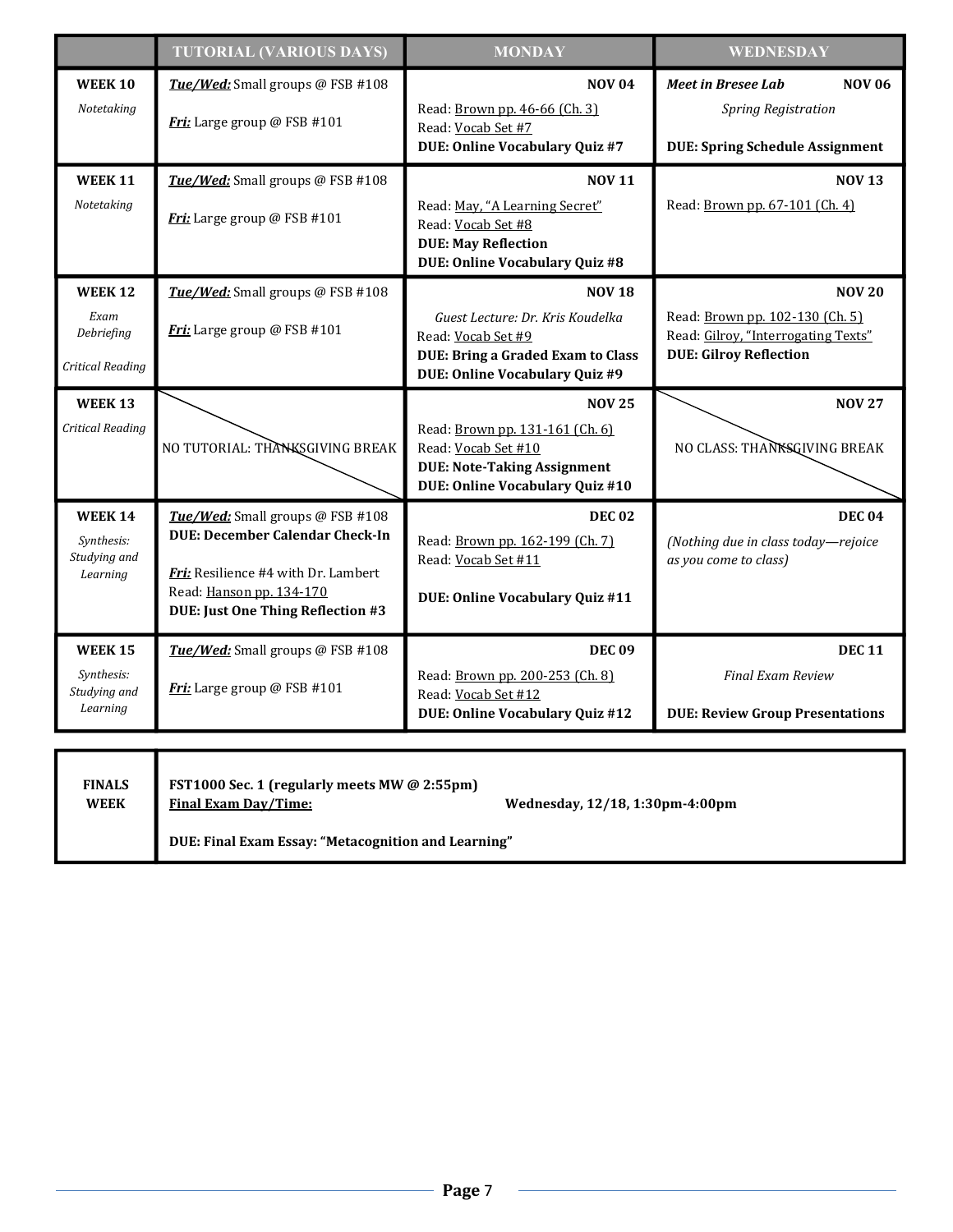| | TUTORIAL (VARIOUS DAYS) | MONDAY | WEDNESDAY |
|---|---|---|---|
| **WEEK 10**<br>*Notetaking* | ***Tue/Wed:*** Small groups @ FSB #108<br><br>***Fri:*** Large group @ FSB #101 | **NOV 04**<br>Read: Brown pp. 46-66 (Ch. 3)<br>Read: Vocab Set #7<br>**DUE: Online Vocabulary Quiz #7** | ***Meet in Bresee Lab*** **NOV 06**<br>*Spring Registration*<br><br>**DUE: Spring Schedule Assignment** |
| **WEEK 11**<br>*Notetaking* | ***Tue/Wed:*** Small groups @ FSB #108<br><br>***Fri:*** Large group @ FSB #101 | **NOV 11**<br>Read: May, "A Learning Secret"<br>Read: Vocab Set #8<br>**DUE: May Reflection**<br>**DUE: Online Vocabulary Quiz #8** | **NOV 13**<br>Read: Brown pp. 67-101 (Ch. 4) |
| **WEEK 12**<br>*Exam Debriefing*<br><br>*Critical Reading* | ***Tue/Wed:*** Small groups @ FSB #108<br><br>***Fri:*** Large group @ FSB #101 | **NOV 18**<br>*Guest Lecture: Dr. Kris Koudelka*<br>Read: Vocab Set #9<br>**DUE: Bring a Graded Exam to Class**<br>**DUE: Online Vocabulary Quiz #9** | **NOV 20**<br>Read: Brown pp. 102-130 (Ch. 5)<br>Read: Gilroy, "Interrogating Texts"<br>**DUE: Gilroy Reflection** |
| **WEEK 13**<br>*Critical Reading* | NO TUTORIAL: THANKSGIVING BREAK | **NOV 25**<br>Read: Brown pp. 131-161 (Ch. 6)<br>Read: Vocab Set #10<br>**DUE: Note-Taking Assignment**<br>**DUE: Online Vocabulary Quiz #10** | **NOV 27**<br>NO CLASS: THANKSGIVING BREAK |
| **WEEK 14**<br>*Synthesis: Studying and Learning* | ***Tue/Wed:*** Small groups @ FSB #108<br>**DUE: December Calendar Check-In**<br><br>***Fri:*** Resilience #4 with Dr. Lambert<br>Read: Hanson pp. 134-170<br>**DUE: Just One Thing Reflection #3** | **DEC 02**<br>Read: Brown pp. 162-199 (Ch. 7)<br>Read: Vocab Set #11<br><br>**DUE: Online Vocabulary Quiz #11** | **DEC 04**<br>*(Nothing due in class today—rejoice as you come to class)* |
| **WEEK 15**<br>*Synthesis: Studying and Learning* | ***Tue/Wed:*** Small groups @ FSB #108<br><br>***Fri:*** Large group @ FSB #101 | **DEC 09**<br>Read: Brown pp. 200-253 (Ch. 8)<br>Read: Vocab Set #12<br>**DUE: Online Vocabulary Quiz #12** | **DEC 11**<br>*Final Exam Review*<br><br>**DUE: Review Group Presentations** |

| | |
|---|---|
| **FINALS WEEK** | **FST1000 Sec. 1 (regularly meets MW @ 2:55pm)**<br>**Final Exam Day/Time:** **Wednesday, 12/18, 1:30pm-4:00pm**<br><br>**DUE: Final Exam Essay: "Metacognition and Learning"** |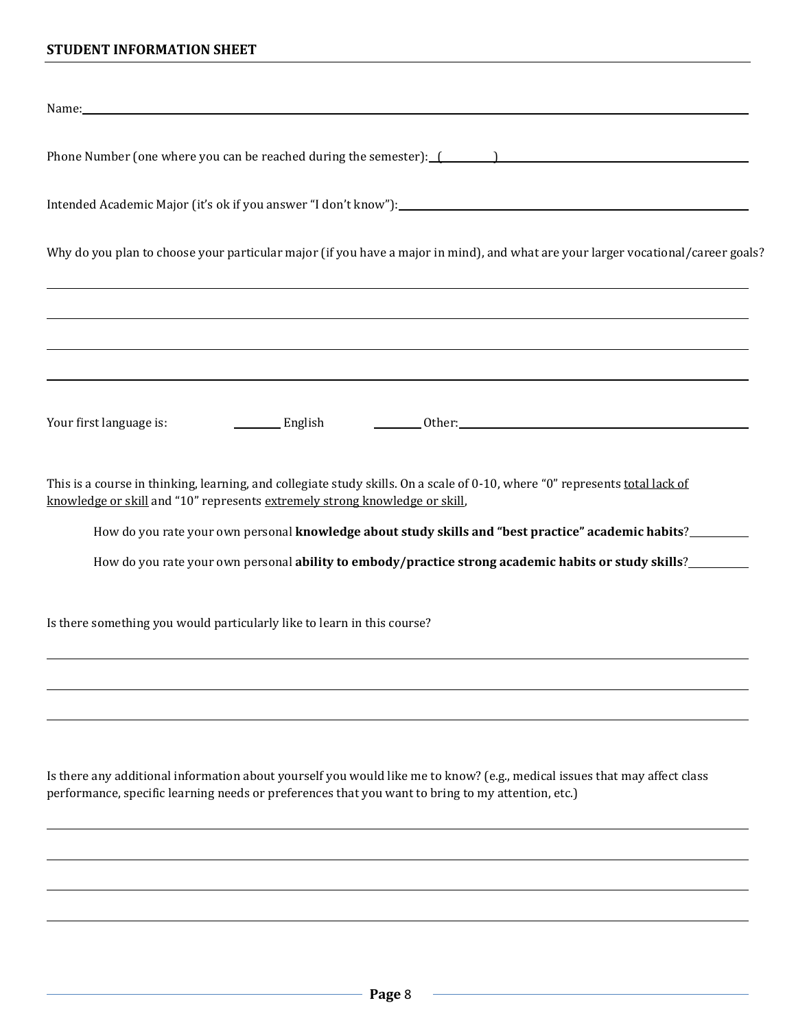**STUDENT INFORMATION SHEET**

Name: ______________________________________________________________

Phone Number (one where you can be reached during the semester): (________) ______________________________

Intended Academic Major (it's ok if you answer "I don't know"): ______________________________

Why do you plan to choose your particular major (if you have a major in mind), and what are your larger vocational/career goals?

______________________________________________________________

______________________________________________________________

______________________________________________________________

______________________________________________________________

Your first language is: ________ English ________ Other: ______________________________

This is a course in thinking, learning, and collegiate study skills. On a scale of 0-10, where "0" represents total lack of knowledge or skill and "10" represents extremely strong knowledge or skill,

> How do you rate your own personal **knowledge about study skills and "best practice" academic habits**? __________
>
> How do you rate your own personal **ability to embody/practice strong academic habits or study skills**? __________

Is there something you would particularly like to learn in this course?

______________________________________________________________

______________________________________________________________

______________________________________________________________

Is there any additional information about yourself you would like me to know? (e.g., medical issues that may affect class performance, specific learning needs or preferences that you want to bring to my attention, etc.)

______________________________________________________________

______________________________________________________________

______________________________________________________________

______________________________________________________________